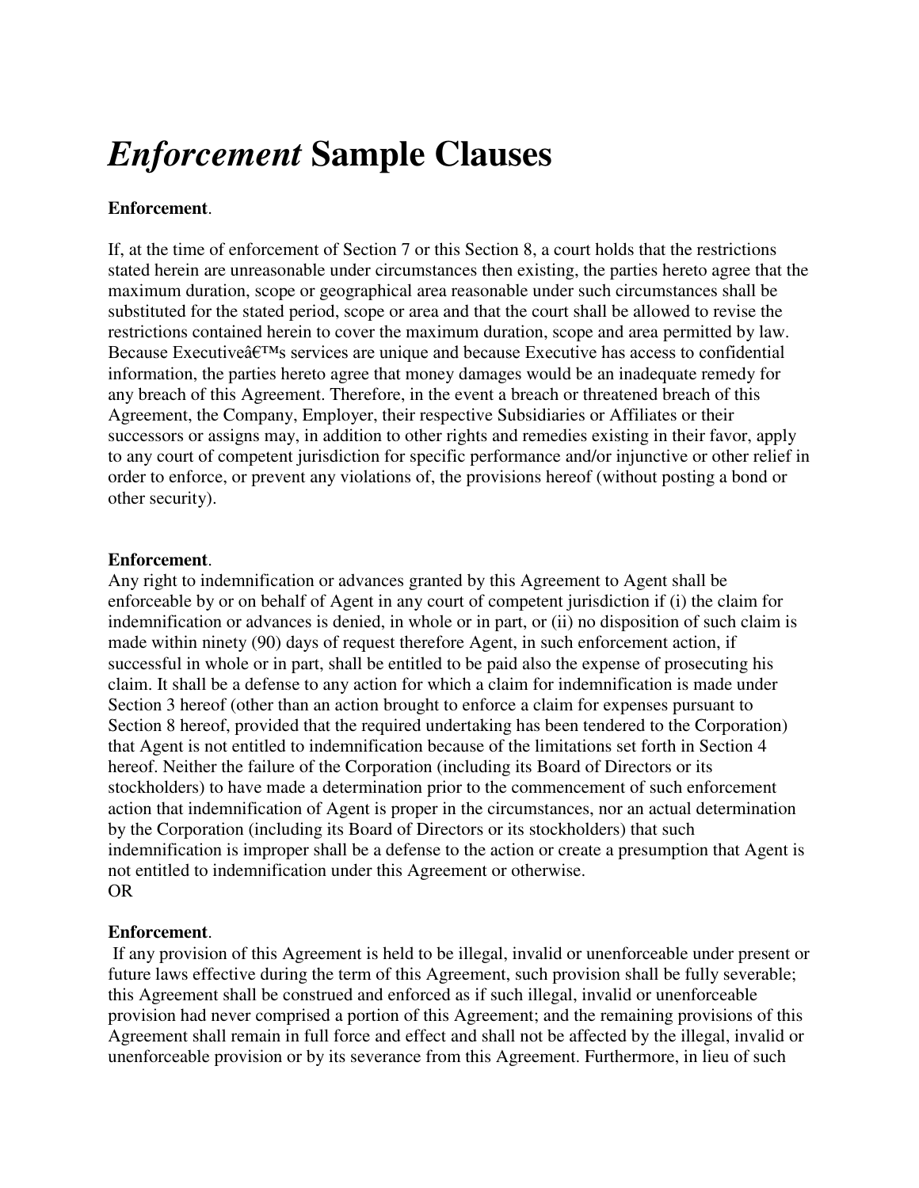# *Enforcement* Sample Clauses

**Enforcement**.

If, at the time of enforcement of Section 7 or this Section 8, a court holds that the restrictions stated herein are unreasonable under circumstances then existing, the parties hereto agree that the maximum duration, scope or geographical area reasonable under such circumstances shall be substituted for the stated period, scope or area and that the court shall be allowed to revise the restrictions contained herein to cover the maximum duration, scope and area permitted by law. Because Executiveâ€™s services are unique and because Executive has access to confidential information, the parties hereto agree that money damages would be an inadequate remedy for any breach of this Agreement. Therefore, in the event a breach or threatened breach of this Agreement, the Company, Employer, their respective Subsidiaries or Affiliates or their successors or assigns may, in addition to other rights and remedies existing in their favor, apply to any court of competent jurisdiction for specific performance and/or injunctive or other relief in order to enforce, or prevent any violations of, the provisions hereof (without posting a bond or other security).

**Enforcement**.
Any right to indemnification or advances granted by this Agreement to Agent shall be enforceable by or on behalf of Agent in any court of competent jurisdiction if (i) the claim for indemnification or advances is denied, in whole or in part, or (ii) no disposition of such claim is made within ninety (90) days of request therefore Agent, in such enforcement action, if successful in whole or in part, shall be entitled to be paid also the expense of prosecuting his claim. It shall be a defense to any action for which a claim for indemnification is made under Section 3 hereof (other than an action brought to enforce a claim for expenses pursuant to Section 8 hereof, provided that the required undertaking has been tendered to the Corporation) that Agent is not entitled to indemnification because of the limitations set forth in Section 4 hereof. Neither the failure of the Corporation (including its Board of Directors or its stockholders) to have made a determination prior to the commencement of such enforcement action that indemnification of Agent is proper in the circumstances, nor an actual determination by the Corporation (including its Board of Directors or its stockholders) that such indemnification is improper shall be a defense to the action or create a presumption that Agent is not entitled to indemnification under this Agreement or otherwise.
OR

**Enforcement**.
If any provision of this Agreement is held to be illegal, invalid or unenforceable under present or future laws effective during the term of this Agreement, such provision shall be fully severable; this Agreement shall be construed and enforced as if such illegal, invalid or unenforceable provision had never comprised a portion of this Agreement; and the remaining provisions of this Agreement shall remain in full force and effect and shall not be affected by the illegal, invalid or unenforceable provision or by its severance from this Agreement. Furthermore, in lieu of such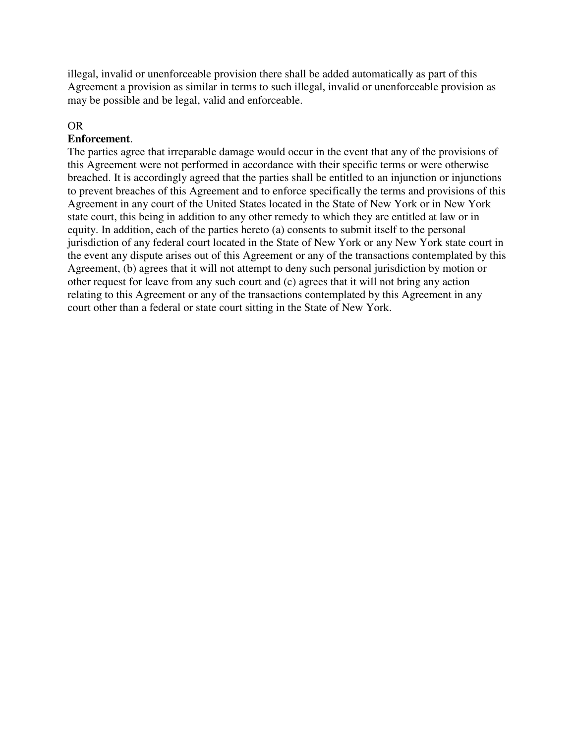illegal, invalid or unenforceable provision there shall be added automatically as part of this Agreement a provision as similar in terms to such illegal, invalid or unenforceable provision as may be possible and be legal, valid and enforceable.

OR

**Enforcement**.

The parties agree that irreparable damage would occur in the event that any of the provisions of this Agreement were not performed in accordance with their specific terms or were otherwise breached. It is accordingly agreed that the parties shall be entitled to an injunction or injunctions to prevent breaches of this Agreement and to enforce specifically the terms and provisions of this Agreement in any court of the United States located in the State of New York or in New York state court, this being in addition to any other remedy to which they are entitled at law or in equity. In addition, each of the parties hereto (a) consents to submit itself to the personal jurisdiction of any federal court located in the State of New York or any New York state court in the event any dispute arises out of this Agreement or any of the transactions contemplated by this Agreement, (b) agrees that it will not attempt to deny such personal jurisdiction by motion or other request for leave from any such court and (c) agrees that it will not bring any action relating to this Agreement or any of the transactions contemplated by this Agreement in any court other than a federal or state court sitting in the State of New York.